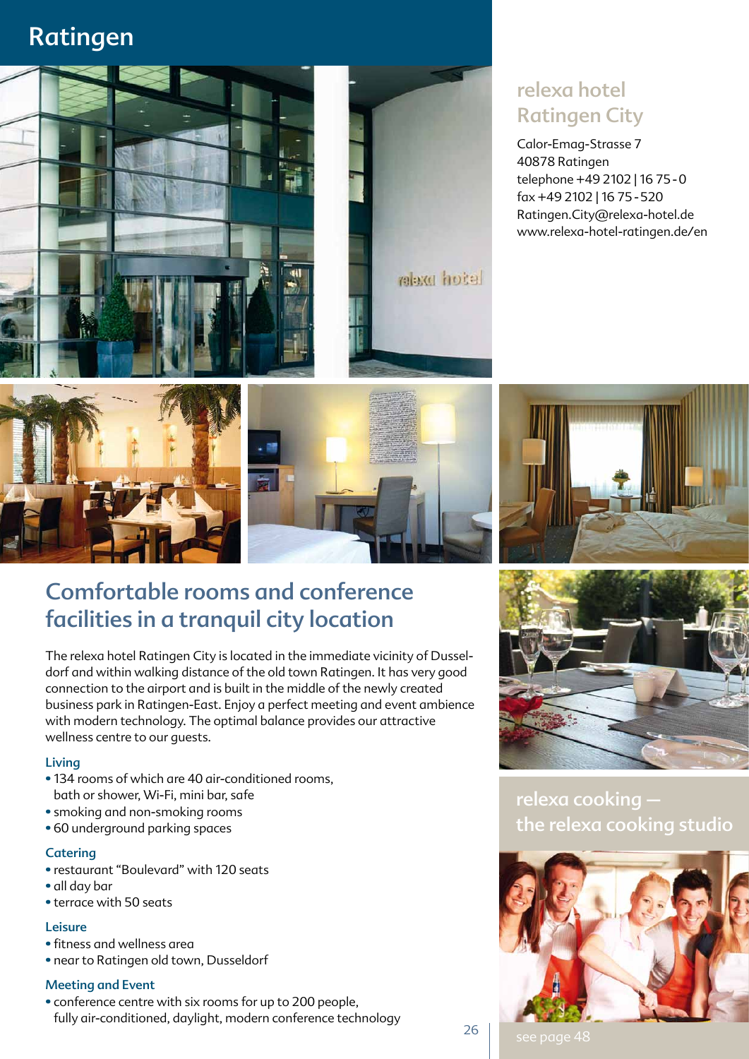# Ratingen

## relexa hotel Ratingen City

Calor-Emag-Strasse 7
40878 Ratingen
telephone +49 2102 | 16 75 - 0
fax +49 2102 | 16 75 - 520
Ratingen.City@relexa-hotel.de
www.relexa-hotel-ratingen.de/en

## Comfortable rooms and conference facilities in a tranquil city location

The relexa hotel Ratingen City is located in the immediate vicinity of Dusseldorf and within walking distance of the old town Ratingen. It has very good connection to the airport and is built in the middle of the newly created business park in Ratingen-East. Enjoy a perfect meeting and event ambience with modern technology. The optimal balance provides our attractive wellness centre to our guests.

### Living

- 134 rooms of which are 40 air-conditioned rooms, bath or shower, Wi-Fi, mini bar, safe
- smoking and non-smoking rooms
- 60 underground parking spaces

### Catering

- restaurant "Boulevard" with 120 seats
- all day bar
- terrace with 50 seats

### Leisure

- fitness and wellness area
- near to Ratingen old town, Dusseldorf

### Meeting and Event

- conference centre with six rooms for up to 200 people, fully air-conditioned, daylight, modern conference technology

## relexa cooking — the relexa cooking studio

see page 48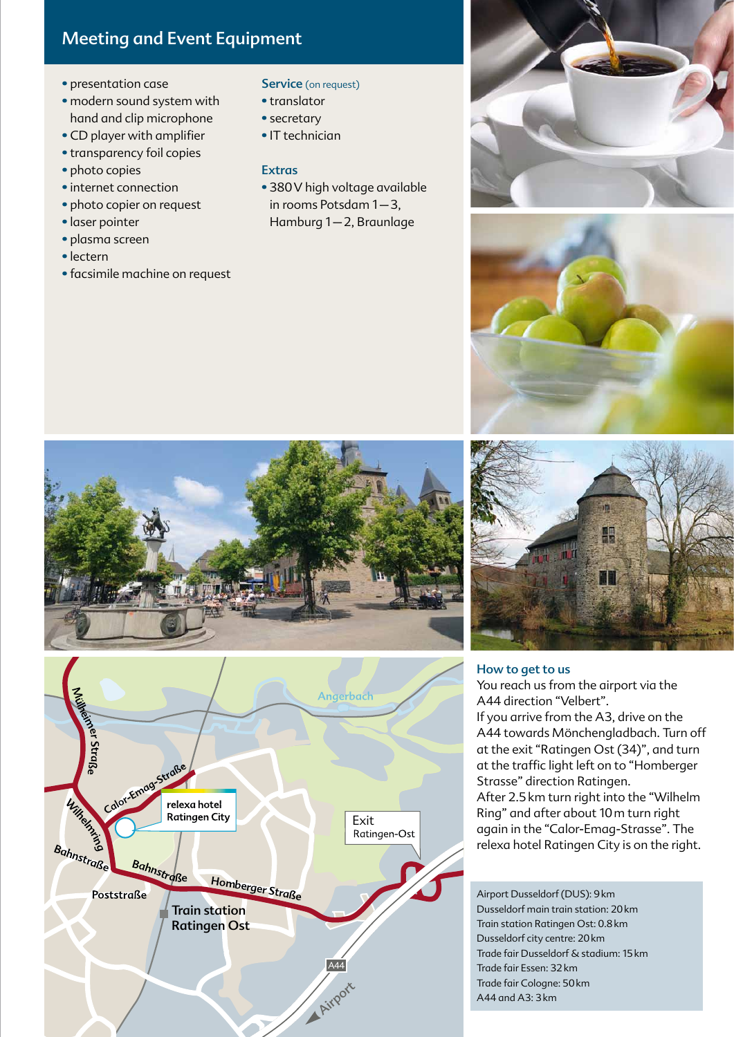## Meeting and Event Equipment

- presentation case
- modern sound system with hand and clip microphone
- CD player with amplifier
- transparency foil copies
- photo copies
- internet connection
- photo copier on request
- laser pointer
- plasma screen
- lectern
- facsimile machine on request

### Service (on request)

- translator
- secretary
- IT technician

### Extras

- 380 V high voltage available in rooms Potsdam 1—3, Hamburg 1—2, Braunlage

### How to get to us

You reach us from the airport via the A44 direction "Velbert".
If you arrive from the A3, drive on the A44 towards Mönchengladbach. Turn off at the exit "Ratingen Ost (34)", and turn at the traffic light left on to "Homberger Strasse" direction Ratingen.
After 2.5 km turn right into the "Wilhelm Ring" and after about 10 m turn right again in the "Calor-Emag-Strasse". The relexa hotel Ratingen City is on the right.

Airport Dusseldorf (DUS): 9 km
Dusseldorf main train station: 20 km
Train station Ratingen Ost: 0.8 km
Dusseldorf city centre: 20 km
Trade fair Dusseldorf & stadium: 15 km
Trade fair Essen: 32 km
Trade fair Cologne: 50 km
A44 and A3: 3 km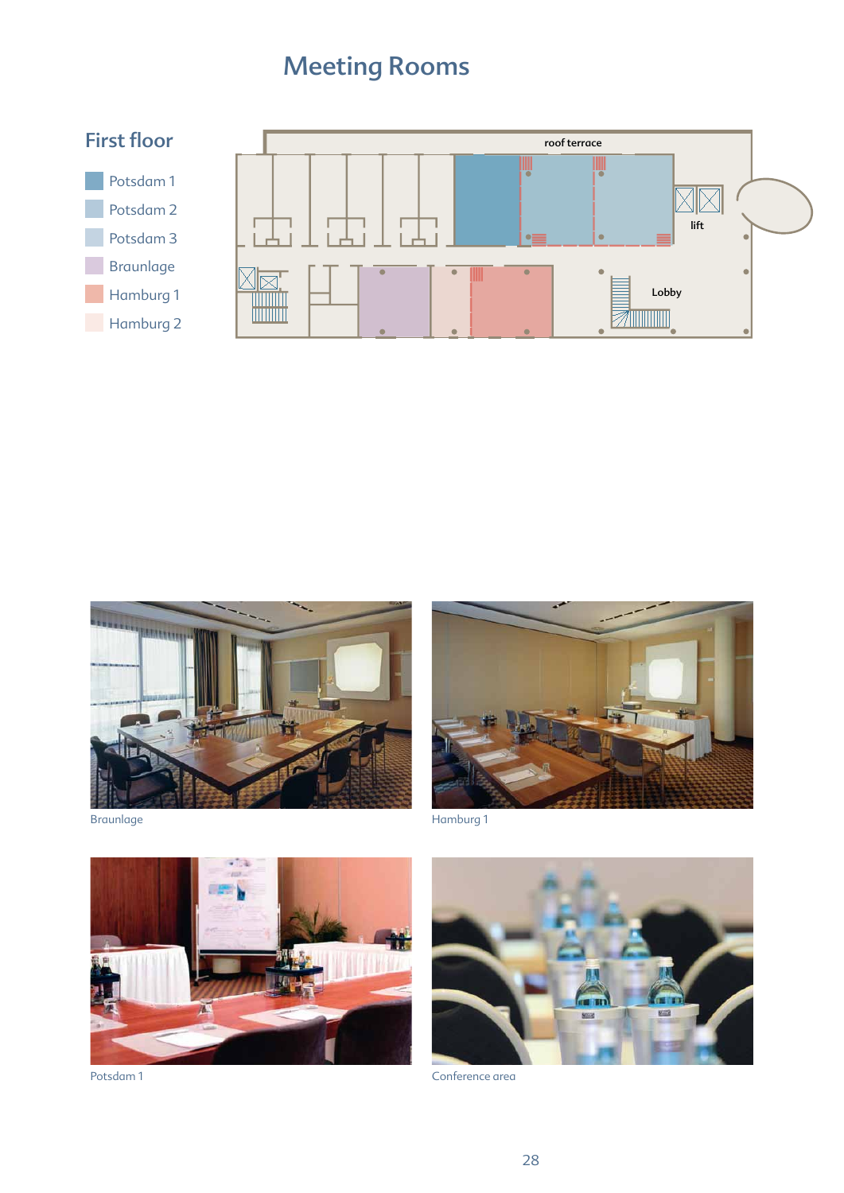# Meeting Rooms

## First floor

- Potsdam 1
- Potsdam 2
- Potsdam 3
- Braunlage
- Hamburg 1
- Hamburg 2

roof terrace

lift

Lobby

Braunlage

Hamburg 1

Potsdam 1

Conference area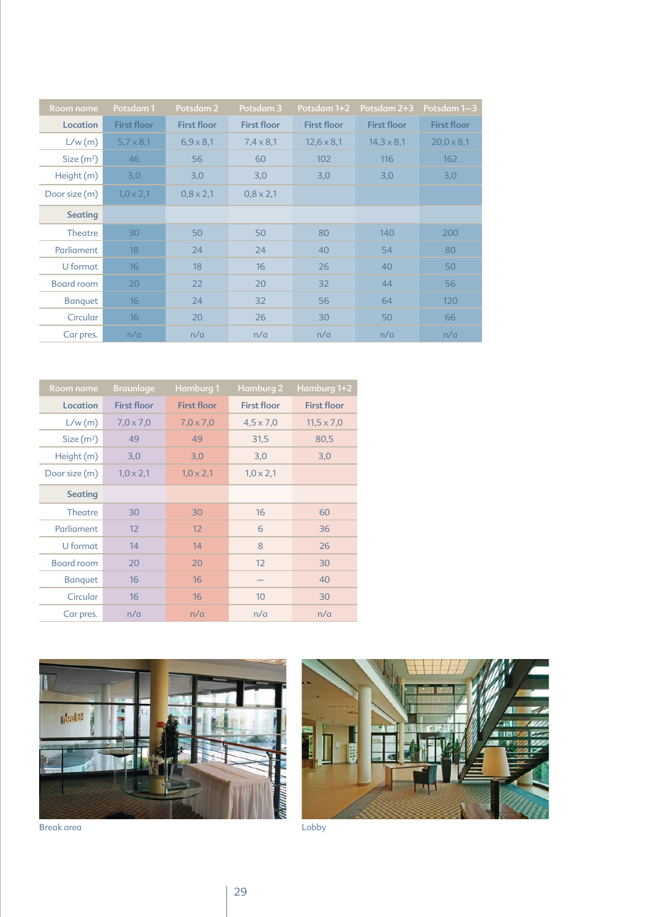| Room name | Potsdam 1 | Potsdam 2 | Potsdam 3 | Potsdam 1+2 | Potsdam 2+3 | Potsdam 1–3 |
|---|---|---|---|---|---|---|
| Location | First floor | First floor | First floor | First floor | First floor | First floor |
| L/w (m) | 5,7 x 8,1 | 6,9 x 8,1 | 7,4 x 8,1 | 12,6 x 8,1 | 14,3 x 8,1 | 20,0 x 8,1 |
| Size (m²) | 46 | 56 | 60 | 102 | 116 | 162 |
| Height (m) | 3,0 | 3,0 | 3,0 | 3,0 | 3,0 | 3,0 |
| Door size (m) | 1,0 x 2,1 | 0,8 x 2,1 | 0,8 x 2,1 | | | |
| **Seating** | | | | | | |
| Theatre | 30 | 50 | 50 | 80 | 140 | 200 |
| Parliament | 18 | 24 | 24 | 40 | 54 | 80 |
| U format | 16 | 18 | 16 | 26 | 40 | 50 |
| Board room | 20 | 22 | 20 | 32 | 44 | 56 |
| Banquet | 16 | 24 | 32 | 56 | 64 | 120 |
| Circular | 16 | 20 | 26 | 30 | 50 | 66 |
| Car pres. | n/a | n/a | n/a | n/a | n/a | n/a |

| Room name | Braunlage | Hamburg 1 | Hamburg 2 | Hamburg 1+2 |
|---|---|---|---|---|
| Location | First floor | First floor | First floor | First floor |
| L/w (m) | 7,0 x 7,0 | 7,0 x 7,0 | 4,5 x 7,0 | 11,5 x 7,0 |
| Size (m²) | 49 | 49 | 31,5 | 80,5 |
| Height (m) | 3,0 | 3,0 | 3,0 | 3,0 |
| Door size (m) | 1,0 x 2,1 | 1,0 x 2,1 | 1,0 x 2,1 | |
| **Seating** | | | | |
| Theatre | 30 | 30 | 16 | 60 |
| Parliament | 12 | 12 | 6 | 36 |
| U format | 14 | 14 | 8 | 26 |
| Board room | 20 | 20 | 12 | 30 |
| Banquet | 16 | 16 | – | 40 |
| Circular | 16 | 16 | 10 | 30 |
| Car pres. | n/a | n/a | n/a | n/a |

Break area

Lobby